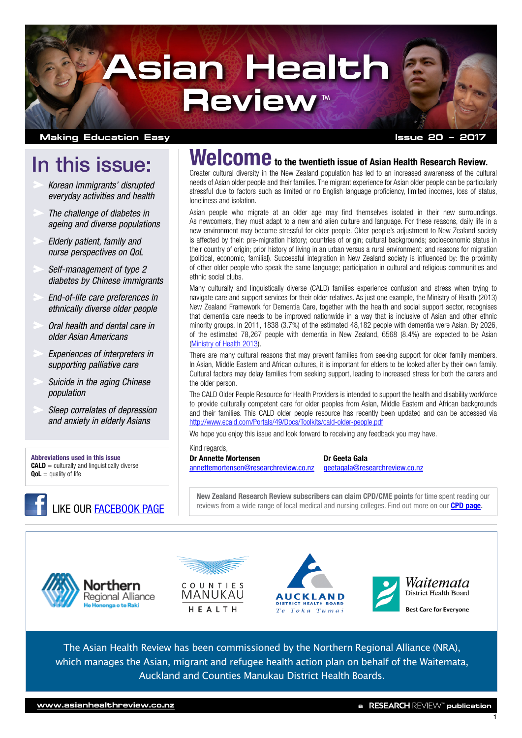# Asian Health Review™

Making Education Easy

Issue 20 – 2017

## In this issue:

- *Korean immigrants' disrupted everyday activities and health*
- *The challenge of diabetes in ageing and diverse populations*
- *Elderly patient, family and nurse perspectives on QoL*
- *Self-management of type 2 diabetes by Chinese immigrants*
- *End-of-life care preferences in ethnically diverse older people*
- *Oral health and dental care in older Asian Americans*
- *Experiences of interpreters in supporting palliative care*
- *Suicide in the aging Chinese population*
- *Sleep correlates of depression and anxiety in elderly Asians*

**Abbreviations used in this issue**
**CALD** = culturally and linguistically diverse
**QoL** = quality of life

LIKE OUR FACEBOOK PAGE

## Welcome to the twentieth issue of Asian Health Research Review.

Greater cultural diversity in the New Zealand population has led to an increased awareness of the cultural needs of Asian older people and their families. The migrant experience for Asian older people can be particularly stressful due to factors such as limited or no English language proficiency, limited incomes, loss of status, loneliness and isolation.

Asian people who migrate at an older age may find themselves isolated in their new surroundings. As newcomers, they must adapt to a new and alien culture and language. For these reasons, daily life in a new environment may become stressful for older people. Older people's adjustment to New Zealand society is affected by their: pre-migration history; countries of origin; cultural backgrounds; socioeconomic status in their country of origin; prior history of living in an urban versus a rural environment; and reasons for migration (political, economic, familial). Successful integration in New Zealand society is influenced by: the proximity of other older people who speak the same language; participation in cultural and religious communities and ethnic social clubs.

Many culturally and linguistically diverse (CALD) families experience confusion and stress when trying to navigate care and support services for their older relatives. As just one example, the Ministry of Health (2013) New Zealand Framework for Dementia Care, together with the health and social support sector, recognises that dementia care needs to be improved nationwide in a way that is inclusive of Asian and other ethnic minority groups. In 2011, 1838 (3.7%) of the estimated 48,182 people with dementia were Asian. By 2026, of the estimated 78,267 people with dementia in New Zealand, 6568 (8.4%) are expected to be Asian (Ministry of Health 2013).

There are many cultural reasons that may prevent families from seeking support for older family members. In Asian, Middle Eastern and African cultures, it is important for elders to be looked after by their own family. Cultural factors may delay families from seeking support, leading to increased stress for both the carers and the older person.

The CALD Older People Resource for Health Providers is intended to support the health and disability workforce to provide culturally competent care for older peoples from Asian, Middle Eastern and African backgrounds and their families. This CALD older people resource has recently been updated and can be accessed via http://www.ecald.com/Portals/49/Docs/Toolkits/cald-older-people.pdf

We hope you enjoy this issue and look forward to receiving any feedback you may have.

Kind regards,

**Dr Annette Mortensen**
annettemortensen@researchreview.co.nz

**Dr Geeta Gala**
geetagala@researchreview.co.nz

**New Zealand Research Review subscribers can claim CPD/CME points** for time spent reading our reviews from a wide range of local medical and nursing colleges. Find out more on our **CPD page**.

Northern Regional Alliance – He Hononga o te Raki | Counties Manukau Health | Auckland District Health Board – Te Toka Tumai | Waitemata District Health Board – Best Care for Everyone

The Asian Health Review has been commissioned by the Northern Regional Alliance (NRA), which manages the Asian, migrant and refugee health action plan on behalf of the Waitemata, Auckland and Counties Manukau District Health Boards.

www.asianhealthreview.co.nz

a RESEARCH REVIEW™ publication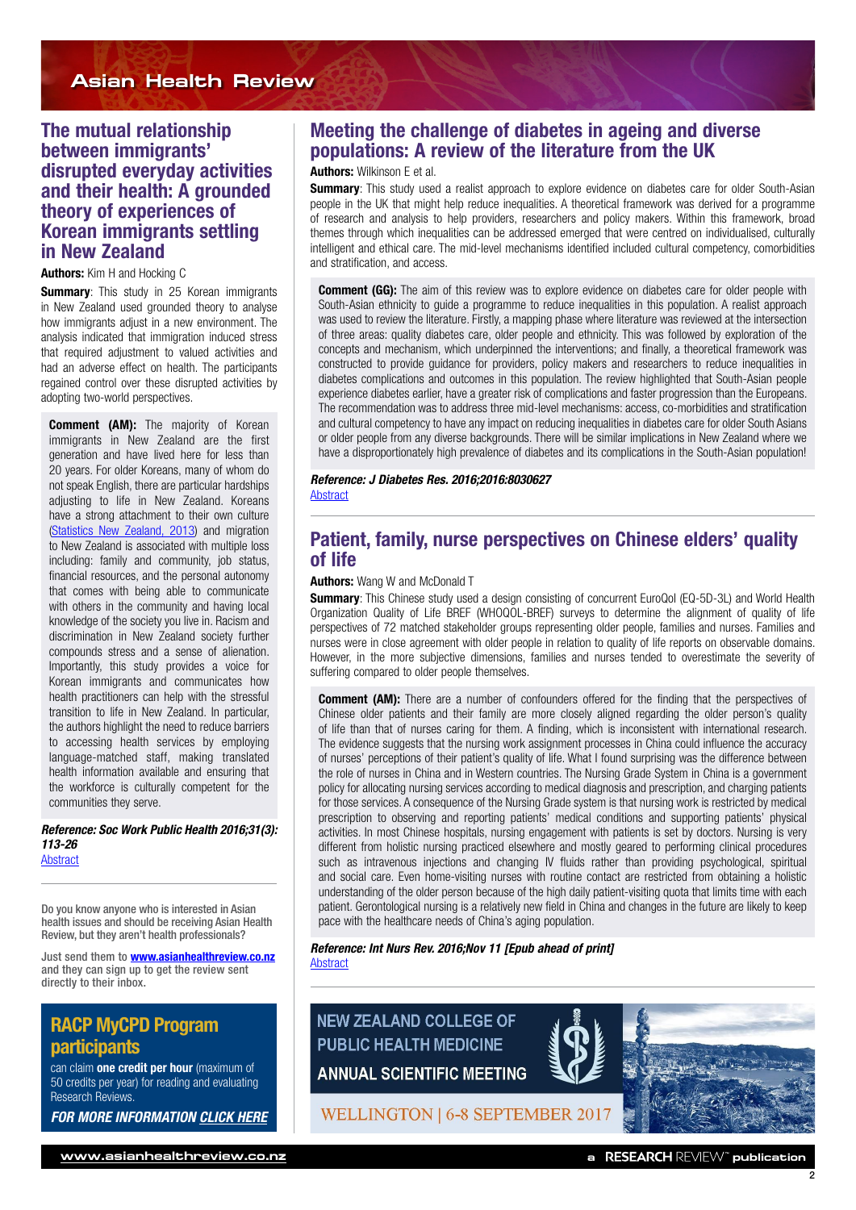## The mutual relationship between immigrants' disrupted everyday activities and their health: A grounded theory of experiences of Korean immigrants settling in New Zealand

**Authors:** Kim H and Hocking C

**Summary**: This study in 25 Korean immigrants in New Zealand used grounded theory to analyse how immigrants adjust in a new environment. The analysis indicated that immigration induced stress that required adjustment to valued activities and had an adverse effect on health. The participants regained control over these disrupted activities by adopting two-world perspectives.

**Comment (AM):** The majority of Korean immigrants in New Zealand are the first generation and have lived here for less than 20 years. For older Koreans, many of whom do not speak English, there are particular hardships adjusting to life in New Zealand. Koreans have a strong attachment to their own culture (Statistics New Zealand, 2013) and migration to New Zealand is associated with multiple loss including: family and community, job status, financial resources, and the personal autonomy that comes with being able to communicate with others in the community and having local knowledge of the society you live in. Racism and discrimination in New Zealand society further compounds stress and a sense of alienation. Importantly, this study provides a voice for Korean immigrants and communicates how health practitioners can help with the stressful transition to life in New Zealand. In particular, the authors highlight the need to reduce barriers to accessing health services by employing language-matched staff, making translated health information available and ensuring that the workforce is culturally competent for the communities they serve.

***Reference: Soc Work Public Health 2016;31(3): 113-26***
Abstract

Do you know anyone who is interested in Asian health issues and should be receiving Asian Health Review, but they aren't health professionals?

**Just send them to www.asianhealthreview.co.nz and they can sign up to get the review sent directly to their inbox.**

### RACP MyCPD Program participants

can claim **one credit per hour** (maximum of 50 credits per year) for reading and evaluating Research Reviews.

***FOR MORE INFORMATION CLICK HERE***

## Meeting the challenge of diabetes in ageing and diverse populations: A review of the literature from the UK

**Authors:** Wilkinson E et al.

**Summary**: This study used a realist approach to explore evidence on diabetes care for older South-Asian people in the UK that might help reduce inequalities. A theoretical framework was derived for a programme of research and analysis to help providers, researchers and policy makers. Within this framework, broad themes through which inequalities can be addressed emerged that were centred on individualised, culturally intelligent and ethical care. The mid-level mechanisms identified included cultural competency, comorbidities and stratification, and access.

**Comment (GG):** The aim of this review was to explore evidence on diabetes care for older people with South-Asian ethnicity to guide a programme to reduce inequalities in this population. A realist approach was used to review the literature. Firstly, a mapping phase where literature was reviewed at the intersection of three areas: quality diabetes care, older people and ethnicity. This was followed by exploration of the concepts and mechanism, which underpinned the interventions; and finally, a theoretical framework was constructed to provide guidance for providers, policy makers and researchers to reduce inequalities in diabetes complications and outcomes in this population. The review highlighted that South-Asian people experience diabetes earlier, have a greater risk of complications and faster progression than the Europeans. The recommendation was to address three mid-level mechanisms: access, co-morbidities and stratification and cultural competency to have any impact on reducing inequalities in diabetes care for older South Asians or older people from any diverse backgrounds. There will be similar implications in New Zealand where we have a disproportionately high prevalence of diabetes and its complications in the South-Asian population!

***Reference: J Diabetes Res. 2016;2016:8030627***
Abstract

## Patient, family, nurse perspectives on Chinese elders' quality of life

**Authors:** Wang W and McDonald T

**Summary**: This Chinese study used a design consisting of concurrent EuroQol (EQ-5D-3L) and World Health Organization Quality of Life BREF (WHOQOL-BREF) surveys to determine the alignment of quality of life perspectives of 72 matched stakeholder groups representing older people, families and nurses. Families and nurses were in close agreement with older people in relation to quality of life reports on observable domains. However, in the more subjective dimensions, families and nurses tended to overestimate the severity of suffering compared to older people themselves.

**Comment (AM):** There are a number of confounders offered for the finding that the perspectives of Chinese older patients and their family are more closely aligned regarding the older person's quality of life than that of nurses caring for them. A finding, which is inconsistent with international research. The evidence suggests that the nursing work assignment processes in China could influence the accuracy of nurses' perceptions of their patient's quality of life. What I found surprising was the difference between the role of nurses in China and in Western countries. The Nursing Grade System in China is a government policy for allocating nursing services according to medical diagnosis and prescription, and charging patients for those services. A consequence of the Nursing Grade system is that nursing work is restricted by medical prescription to observing and reporting patients' medical conditions and supporting patients' physical activities. In most Chinese hospitals, nursing engagement with patients is set by doctors. Nursing is very different from holistic nursing practiced elsewhere and mostly geared to performing clinical procedures such as intravenous injections and changing IV fluids rather than providing psychological, spiritual and social care. Even home-visiting nurses with routine contact are restricted from obtaining a holistic understanding of the older person because of the high daily patient-visiting quota that limits time with each patient. Gerontological nursing is a relatively new field in China and changes in the future are likely to keep pace with the healthcare needs of China's aging population.

***Reference: Int Nurs Rev. 2016;Nov 11 [Epub ahead of print]***
Abstract

NEW ZEALAND COLLEGE OF PUBLIC HEALTH MEDICINE
ANNUAL SCIENTIFIC MEETING
WELLINGTON | 6-8 SEPTEMBER 2017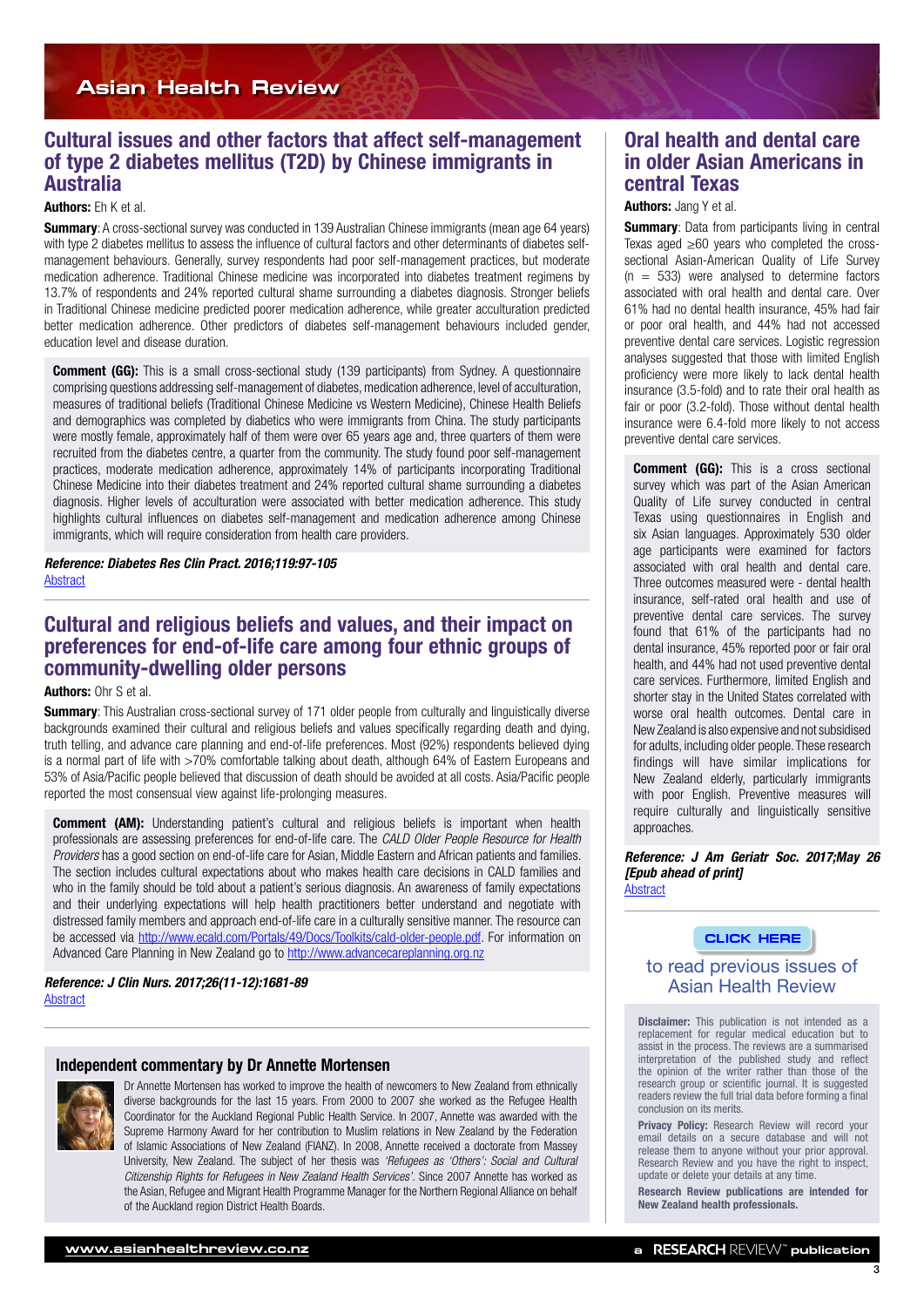## Cultural issues and other factors that affect self-management of type 2 diabetes mellitus (T2D) by Chinese immigrants in Australia

**Authors:** Eh K et al.

**Summary**: A cross-sectional survey was conducted in 139 Australian Chinese immigrants (mean age 64 years) with type 2 diabetes mellitus to assess the influence of cultural factors and other determinants of diabetes self-management behaviours. Generally, survey respondents had poor self-management practices, but moderate medication adherence. Traditional Chinese medicine was incorporated into diabetes treatment regimens by 13.7% of respondents and 24% reported cultural shame surrounding a diabetes diagnosis. Stronger beliefs in Traditional Chinese medicine predicted poorer medication adherence, while greater acculturation predicted better medication adherence. Other predictors of diabetes self-management behaviours included gender, education level and disease duration.

**Comment (GG):** This is a small cross-sectional study (139 participants) from Sydney. A questionnaire comprising questions addressing self-management of diabetes, medication adherence, level of acculturation, measures of traditional beliefs (Traditional Chinese Medicine vs Western Medicine), Chinese Health Beliefs and demographics was completed by diabetics who were immigrants from China. The study participants were mostly female, approximately half of them were over 65 years age and, three quarters of them were recruited from the diabetes centre, a quarter from the community. The study found poor self-management practices, moderate medication adherence, approximately 14% of participants incorporating Traditional Chinese Medicine into their diabetes treatment and 24% reported cultural shame surrounding a diabetes diagnosis. Higher levels of acculturation were associated with better medication adherence. This study highlights cultural influences on diabetes self-management and medication adherence among Chinese immigrants, which will require consideration from health care providers.

***Reference: Diabetes Res Clin Pract. 2016;119:97-105***
Abstract

## Cultural and religious beliefs and values, and their impact on preferences for end-of-life care among four ethnic groups of community-dwelling older persons

**Authors:** Ohr S et al.

**Summary**: This Australian cross-sectional survey of 171 older people from culturally and linguistically diverse backgrounds examined their cultural and religious beliefs and values specifically regarding death and dying, truth telling, and advance care planning and end-of-life preferences. Most (92%) respondents believed dying is a normal part of life with >70% comfortable talking about death, although 64% of Eastern Europeans and 53% of Asia/Pacific people believed that discussion of death should be avoided at all costs. Asia/Pacific people reported the most consensual view against life-prolonging measures.

**Comment (AM):** Understanding patient's cultural and religious beliefs is important when health professionals are assessing preferences for end-of-life care. The *CALD Older People Resource for Health Providers* has a good section on end-of-life care for Asian, Middle Eastern and African patients and families. The section includes cultural expectations about who makes health care decisions in CALD families and who in the family should be told about a patient's serious diagnosis. An awareness of family expectations and their underlying expectations will help health practitioners better understand and negotiate with distressed family members and approach end-of-life care in a culturally sensitive manner. The resource can be accessed via http://www.ecald.com/Portals/49/Docs/Toolkits/cald-older-people.pdf. For information on Advanced Care Planning in New Zealand go to http://www.advancecareplanning.org.nz

***Reference: J Clin Nurs. 2017;26(11-12):1681-89***
Abstract

### Independent commentary by Dr Annette Mortensen

Dr Annette Mortensen has worked to improve the health of newcomers to New Zealand from ethnically diverse backgrounds for the last 15 years. From 2000 to 2007 she worked as the Refugee Health Coordinator for the Auckland Regional Public Health Service. In 2007, Annette was awarded with the Supreme Harmony Award for her contribution to Muslim relations in New Zealand by the Federation of Islamic Associations of New Zealand (FIANZ). In 2008, Annette received a doctorate from Massey University, New Zealand. The subject of her thesis was *'Refugees as 'Others': Social and Cultural Citizenship Rights for Refugees in New Zealand Health Services'*. Since 2007 Annette has worked as the Asian, Refugee and Migrant Health Programme Manager for the Northern Regional Alliance on behalf of the Auckland region District Health Boards.

## Oral health and dental care in older Asian Americans in central Texas

**Authors:** Jang Y et al.

**Summary**: Data from participants living in central Texas aged ≥60 years who completed the cross-sectional Asian-American Quality of Life Survey (n = 533) were analysed to determine factors associated with oral health and dental care. Over 61% had no dental health insurance, 45% had fair or poor oral health, and 44% had not accessed preventive dental care services. Logistic regression analyses suggested that those with limited English proficiency were more likely to lack dental health insurance (3.5-fold) and to rate their oral health as fair or poor (3.2-fold). Those without dental health insurance were 6.4-fold more likely to not access preventive dental care services.

**Comment (GG):** This is a cross sectional survey which was part of the Asian American Quality of Life survey conducted in central Texas using questionnaires in English and six Asian languages. Approximately 530 older age participants were examined for factors associated with oral health and dental care. Three outcomes measured were - dental health insurance, self-rated oral health and use of preventive dental care services. The survey found that 61% of the participants had no dental insurance, 45% reported poor or fair oral health, and 44% had not used preventive dental care services. Furthermore, limited English and shorter stay in the United States correlated with worse oral health outcomes. Dental care in New Zealand is also expensive and not subsidised for adults, including older people. These research findings will have similar implications for New Zealand elderly, particularly immigrants with poor English. Preventive measures will require culturally and linguistically sensitive approaches.

***Reference: J Am Geriatr Soc. 2017;May 26 [Epub ahead of print]***
Abstract

CLICK HERE

to read previous issues of Asian Health Review

**Disclaimer:** This publication is not intended as a replacement for regular medical education but to assist in the process. The reviews are a summarised interpretation of the published study and reflect the opinion of the writer rather than those of the research group or scientific journal. It is suggested readers review the full trial data before forming a final conclusion on its merits.

**Privacy Policy:** Research Review will record your email details on a secure database and will not release them to anyone without your prior approval. Research Review and you have the right to inspect, update or delete your details at any time.

**Research Review publications are intended for New Zealand health professionals.**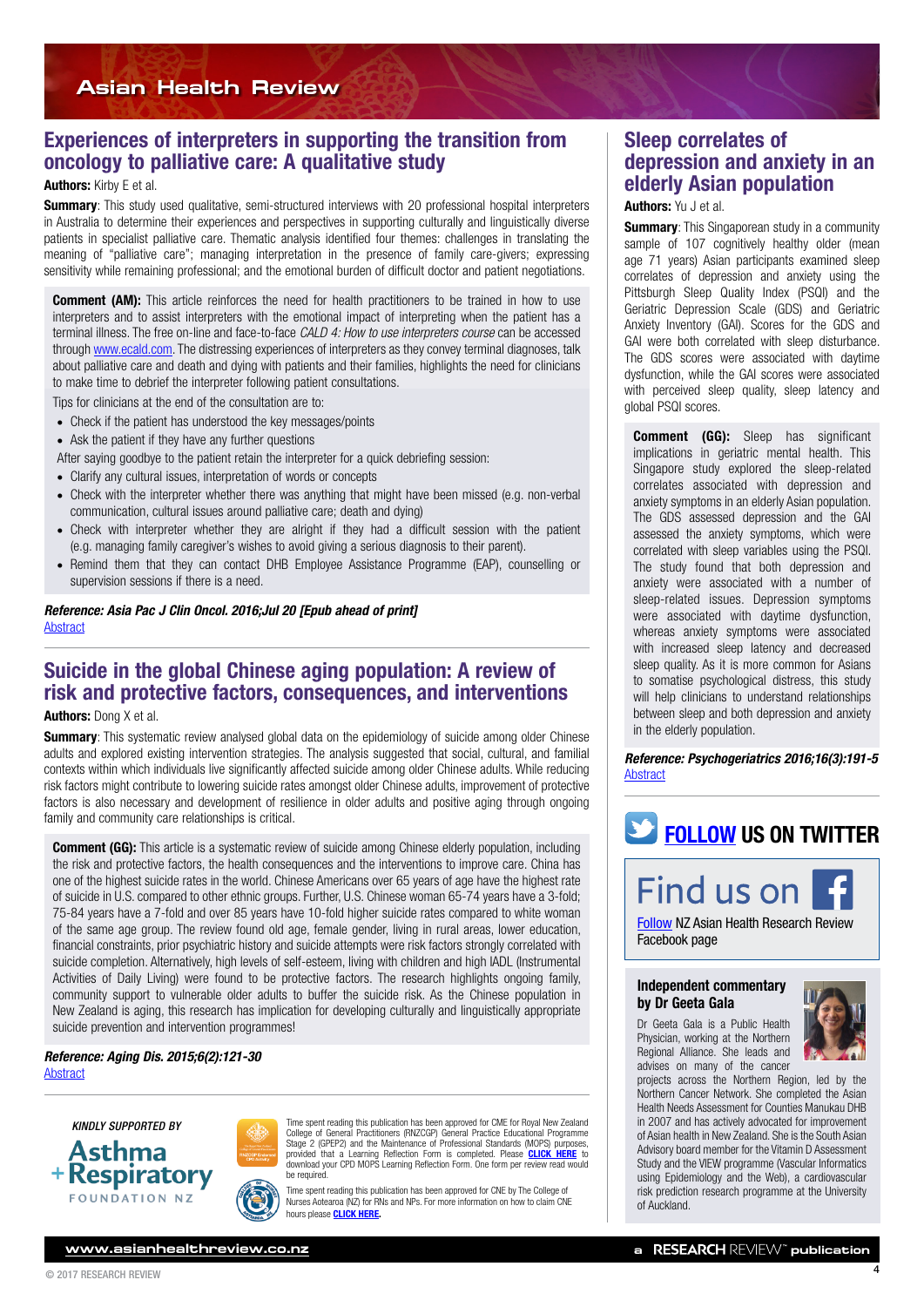## Experiences of interpreters in supporting the transition from oncology to palliative care: A qualitative study

**Authors:** Kirby E et al.

**Summary**: This study used qualitative, semi-structured interviews with 20 professional hospital interpreters in Australia to determine their experiences and perspectives in supporting culturally and linguistically diverse patients in specialist palliative care. Thematic analysis identified four themes: challenges in translating the meaning of "palliative care"; managing interpretation in the presence of family care-givers; expressing sensitivity while remaining professional; and the emotional burden of difficult doctor and patient negotiations.

**Comment (AM):** This article reinforces the need for health practitioners to be trained in how to use interpreters and to assist interpreters with the emotional impact of interpreting when the patient has a terminal illness. The free on-line and face-to-face *CALD 4: How to use interpreters course* can be accessed through www.ecald.com. The distressing experiences of interpreters as they convey terminal diagnoses, talk about palliative care and death and dying with patients and their families, highlights the need for clinicians to make time to debrief the interpreter following patient consultations.

Tips for clinicians at the end of the consultation are to:

- Check if the patient has understood the key messages/points
- Ask the patient if they have any further questions

After saying goodbye to the patient retain the interpreter for a quick debriefing session:

- Clarify any cultural issues, interpretation of words or concepts
- Check with the interpreter whether there was anything that might have been missed (e.g. non-verbal communication, cultural issues around palliative care; death and dying)
- Check with interpreter whether they are alright if they had a difficult session with the patient (e.g. managing family caregiver's wishes to avoid giving a serious diagnosis to their parent).
- Remind them that they can contact DHB Employee Assistance Programme (EAP), counselling or supervision sessions if there is a need.

***Reference: Asia Pac J Clin Oncol. 2016;Jul 20 [Epub ahead of print]***
Abstract

## Suicide in the global Chinese aging population: A review of risk and protective factors, consequences, and interventions

**Authors:** Dong X et al.

**Summary**: This systematic review analysed global data on the epidemiology of suicide among older Chinese adults and explored existing intervention strategies. The analysis suggested that social, cultural, and familial contexts within which individuals live significantly affected suicide among older Chinese adults. While reducing risk factors might contribute to lowering suicide rates amongst older Chinese adults, improvement of protective factors is also necessary and development of resilience in older adults and positive aging through ongoing family and community care relationships is critical.

**Comment (GG):** This article is a systematic review of suicide among Chinese elderly population, including the risk and protective factors, the health consequences and the interventions to improve care. China has one of the highest suicide rates in the world. Chinese Americans over 65 years of age have the highest rate of suicide in U.S. compared to other ethnic groups. Further, U.S. Chinese woman 65-74 years have a 3-fold; 75-84 years have a 7-fold and over 85 years have 10-fold higher suicide rates compared to white woman of the same age group. The review found old age, female gender, living in rural areas, lower education, financial constraints, prior psychiatric history and suicide attempts were risk factors strongly correlated with suicide completion. Alternatively, high levels of self-esteem, living with children and high IADL (Instrumental Activities of Daily Living) were found to be protective factors. The research highlights ongoing family, community support to vulnerable older adults to buffer the suicide risk. As the Chinese population in New Zealand is aging, this research has implication for developing culturally and linguistically appropriate suicide prevention and intervention programmes!

***Reference: Aging Dis. 2015;6(2):121-30***
Abstract

## Sleep correlates of depression and anxiety in an elderly Asian population

**Authors:** Yu J et al.

**Summary**: This Singaporean study in a community sample of 107 cognitively healthy older (mean age 71 years) Asian participants examined sleep correlates of depression and anxiety using the Pittsburgh Sleep Quality Index (PSQI) and the Geriatric Depression Scale (GDS) and Geriatric Anxiety Inventory (GAI). Scores for the GDS and GAI were both correlated with sleep disturbance. The GDS scores were associated with daytime dysfunction, while the GAI scores were associated with perceived sleep quality, sleep latency and global PSQI scores.

**Comment (GG):** Sleep has significant implications in geriatric mental health. This Singapore study explored the sleep-related correlates associated with depression and anxiety symptoms in an elderly Asian population. The GDS assessed depression and the GAI assessed the anxiety symptoms, which were correlated with sleep variables using the PSQI. The study found that both depression and anxiety were associated with a number of sleep-related issues. Depression symptoms were associated with daytime dysfunction, whereas anxiety symptoms were associated with increased sleep latency and decreased sleep quality. As it is more common for Asians to somatise psychological distress, this study will help clinicians to understand relationships between sleep and both depression and anxiety in the elderly population.

***Reference: Psychogeriatrics 2016;16(3):191-5***
Abstract

**FOLLOW US ON TWITTER**

Find us on Facebook

Follow NZ Asian Health Research Review Facebook page

### Independent commentary by Dr Geeta Gala

Dr Geeta Gala is a Public Health Physician, working at the Northern Regional Alliance. She leads and advises on many of the cancer projects across the Northern Region, led by the Northern Cancer Network. She completed the Asian Health Needs Assessment for Counties Manukau DHB in 2007 and has actively advocated for improvement of Asian health in New Zealand. She is the South Asian Advisory board member for the Vitamin D Assessment Study and the VIEW programme (Vascular Informatics using Epidemiology and the Web), a cardiovascular risk prediction research programme at the University of Auckland.

*KINDLY SUPPORTED BY*

Asthma + Respiratory FOUNDATION NZ

Time spent reading this publication has been approved for CME for Royal New Zealand College of General Practitioners (RNZCGP) General Practice Educational Programme Stage 2 (GPEP2) and the Maintenance of Professional Standards (MOPS) purposes, provided that a Learning Reflection Form is completed. Please **CLICK HERE** to download your CPD MOPS Learning Reflection Form. One form per review read would be required.

Time spent reading this publication has been approved for CNE by The College of Nurses Aotearoa (NZ) for RNs and NPs. For more information on how to claim CNE hours please **CLICK HERE.**

www.asianhealthreview.co.nz

a RESEARCH REVIEW™ publication

© 2017 RESEARCH REVIEW